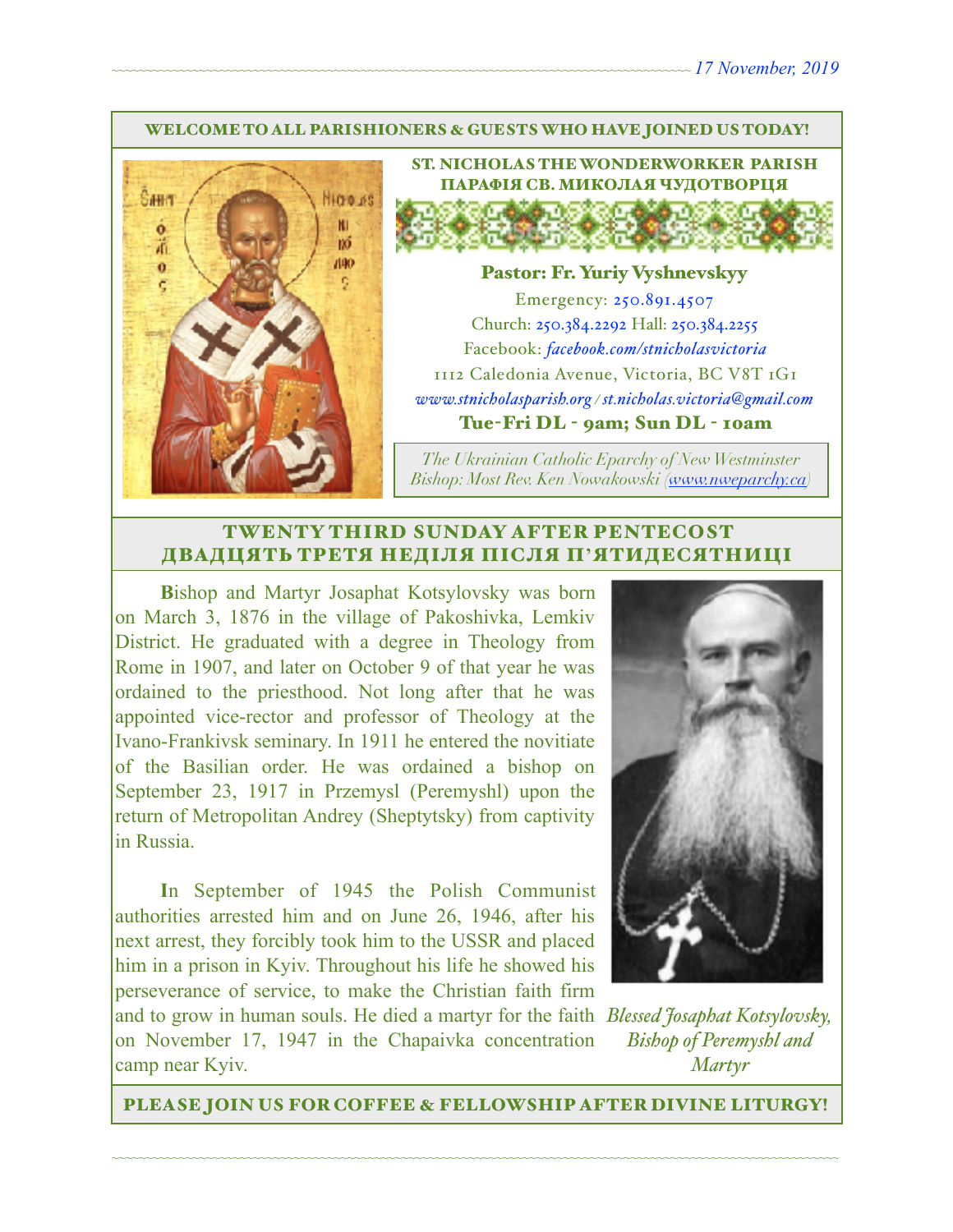17 November, 2019

WELCOME TO ALL PARISHIONERS & GUESTS WHO HAVE JOINED US TODAY!

## ST. NICHOLAS THE WONDERWORKER PARISH
## ПАРАФІЯ СВ. МИКОЛАЯ ЧУДОТВОРЦЯ

**Pastor: Fr. Yuriy Vyshnevskyy**

Emergency: 250.891.4507
Church: 250.384.2292 Hall: 250.384.2255
Facebook: *facebook.com/stnicholasvictoria*
1112 Caledonia Avenue, Victoria, BC V8T 1G1
*www.stnicholasparish.org / st.nicholas.victoria@gmail.com*
**Tue-Fri DL - 9am; Sun DL - 10am**

*The Ukrainian Catholic Eparchy of New Westminster*
*Bishop: Most Rev. Ken Nowakowski (www.nweparchy.ca)*

## TWENTY THIRD SUNDAY AFTER PENTECOST
## ДВАДЦЯТЬ ТРЕТЯ НЕДІЛЯ ПІСЛЯ П'ЯТИДЕСЯТНИЦІ

**B**ishop and Martyr Josaphat Kotsylovsky was born on March 3, 1876 in the village of Pakoshivka, Lemkiv District. He graduated with a degree in Theology from Rome in 1907, and later on October 9 of that year he was ordained to the priesthood. Not long after that he was appointed vice-rector and professor of Theology at the Ivano-Frankivsk seminary. In 1911 he entered the novitiate of the Basilian order. He was ordained a bishop on September 23, 1917 in Przemysl (Peremyshl) upon the return of Metropolitan Andrey (Sheptytsky) from captivity in Russia.

**I**n September of 1945 the Polish Communist authorities arrested him and on June 26, 1946, after his next arrest, they forcibly took him to the USSR and placed him in a prison in Kyiv. Throughout his life he showed his perseverance of service, to make the Christian faith firm and to grow in human souls. He died a martyr for the faith on November 17, 1947 in the Chapaivka concentration camp near Kyiv.

*Blessed Josaphat Kotsylovsky, Bishop of Peremyshl and Martyr*

PLEASE JOIN US FOR COFFEE & FELLOWSHIP AFTER DIVINE LITURGY!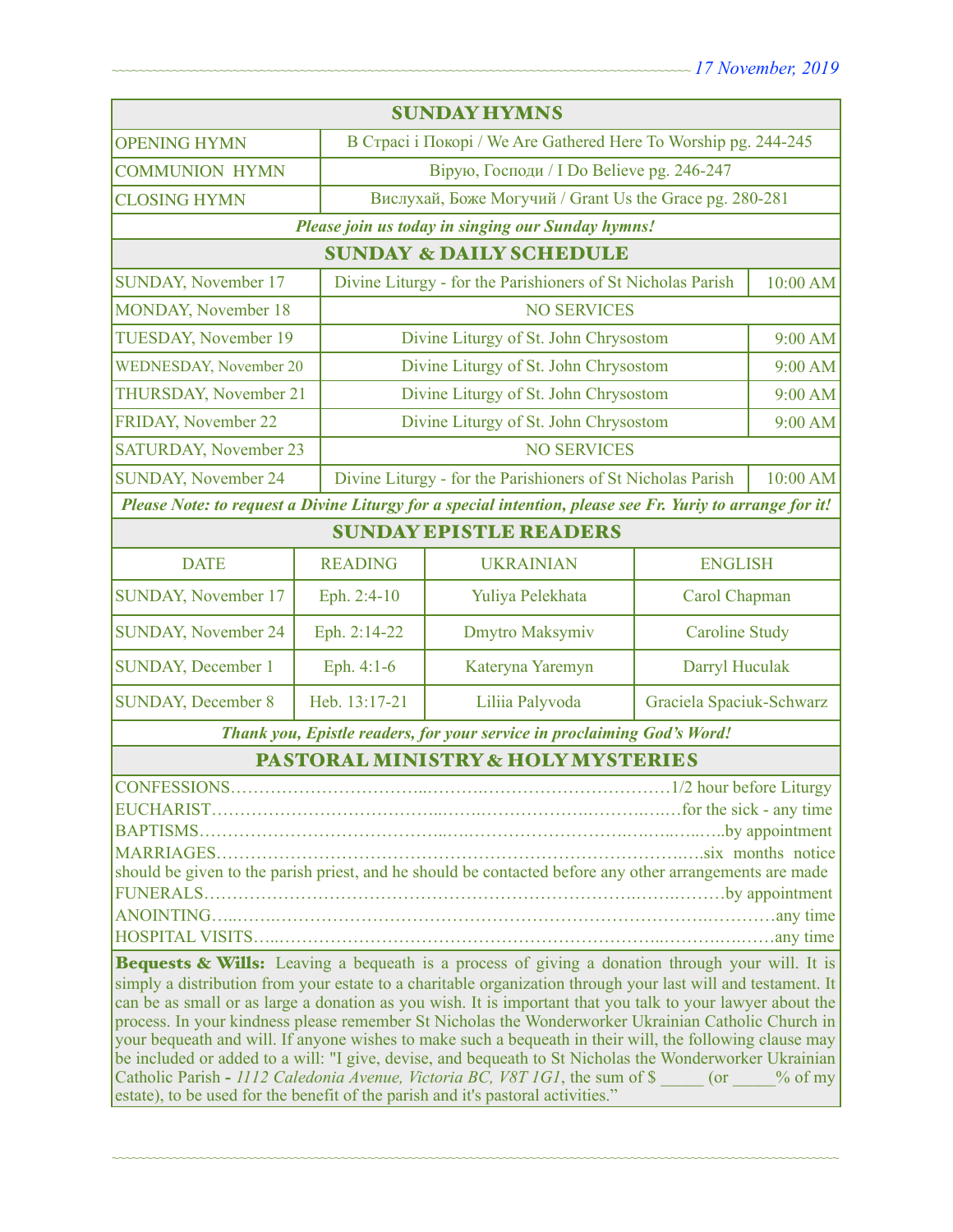## SUNDAY HYMNS

| | |
|---|---|
| OPENING HYMN | В Страсі і Покорі / We Are Gathered Here To Worship pg. 244-245 |
| COMMUNION HYMN | Вірую, Господи / I Do Believe pg. 246-247 |
| CLOSING HYMN | Вислухай, Боже Могучий / Grant Us the Grace pg. 280-281 |

***Please join us today in singing our Sunday hymns!***

## SUNDAY & DAILY SCHEDULE

| | | |
|---|---|---|
| SUNDAY, November 17 | Divine Liturgy - for the Parishioners of St Nicholas Parish | 10:00 AM |
| MONDAY, November 18 | NO SERVICES | |
| TUESDAY, November 19 | Divine Liturgy of St. John Chrysostom | 9:00 AM |
| WEDNESDAY, November 20 | Divine Liturgy of St. John Chrysostom | 9:00 AM |
| THURSDAY, November 21 | Divine Liturgy of St. John Chrysostom | 9:00 AM |
| FRIDAY, November 22 | Divine Liturgy of St. John Chrysostom | 9:00 AM |
| SATURDAY, November 23 | NO SERVICES | |
| SUNDAY, November 24 | Divine Liturgy - for the Parishioners of St Nicholas Parish | 10:00 AM |

***Please Note: to request a Divine Liturgy for a special intention, please see Fr. Yuriy to arrange for it!***

## SUNDAY EPISTLE READERS

| DATE | READING | UKRAINIAN | ENGLISH |
|---|---|---|---|
| SUNDAY, November 17 | Eph. 2:4-10 | Yuliya Pelekhata | Carol Chapman |
| SUNDAY, November 24 | Eph. 2:14-22 | Dmytro Maksymiv | Caroline Study |
| SUNDAY, December 1 | Eph. 4:1-6 | Kateryna Yaremyn | Darryl Huculak |
| SUNDAY, December 8 | Heb. 13:17-21 | Liliia Palyvoda | Graciela Spaciuk-Schwarz |

***Thank you, Epistle readers, for your service in proclaiming God's Word!***

## PASTORAL MINISTRY & HOLY MYSTERIES

CONFESSIONS……………………………………………………………………1/2 hour before Liturgy
EUCHARIST………………………………………………………………for the sick - any time
BAPTISMS……………………………………………………………………………by appointment
MARRIAGES……………………………………………………………………six months notice should be given to the parish priest, and he should be contacted before any other arrangements are made
FUNERALS……………………………………………………………………………by appointment
ANOINTING…………………………………………………………………………………any time
HOSPITAL VISITS……………………………………………………………………………any time

**Bequests & Wills:** Leaving a bequeath is a process of giving a donation through your will. It is simply a distribution from your estate to a charitable organization through your last will and testament. It can be as small or as large a donation as you wish. It is important that you talk to your lawyer about the process. In your kindness please remember St Nicholas the Wonderworker Ukrainian Catholic Church in your bequeath and will. If anyone wishes to make such a bequeath in their will, the following clause may be included or added to a will: "I give, devise, and bequeath to St Nicholas the Wonderworker Ukrainian Catholic Parish - *1112 Caledonia Avenue, Victoria BC, V8T 1G1*, the sum of $ _____ (or _____% of my estate), to be used for the benefit of the parish and it's pastoral activities."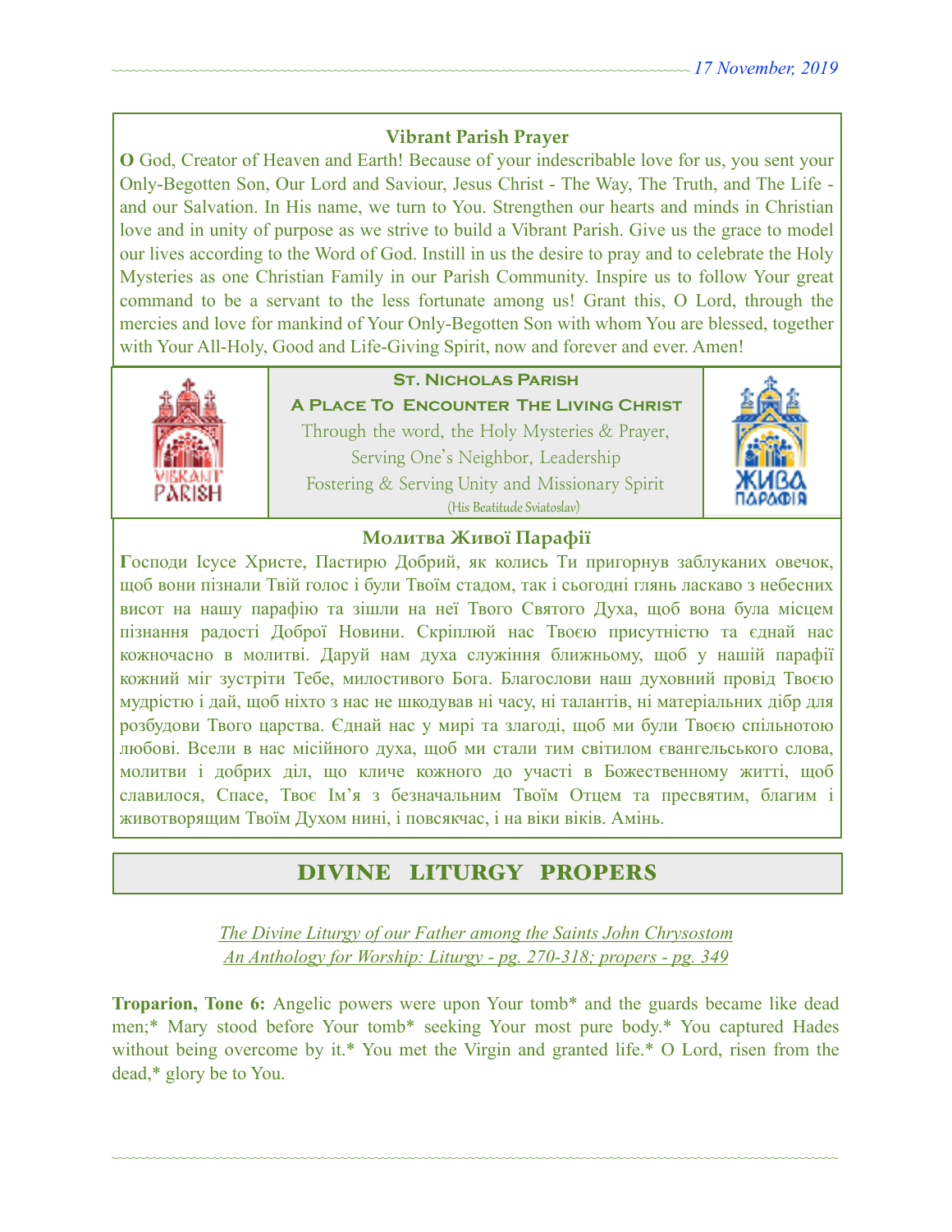## Vibrant Parish Prayer

**O** God, Creator of Heaven and Earth! Because of your indescribable love for us, you sent your Only-Begotten Son, Our Lord and Saviour, Jesus Christ - The Way, The Truth, and The Life - and our Salvation. In His name, we turn to You. Strengthen our hearts and minds in Christian love and in unity of purpose as we strive to build a Vibrant Parish. Give us the grace to model our lives according to the Word of God. Instill in us the desire to pray and to celebrate the Holy Mysteries as one Christian Family in our Parish Community. Inspire us to follow Your great command to be a servant to the less fortunate among us! Grant this, O Lord, through the mercies and love for mankind of Your Only-Begotten Son with whom You are blessed, together with Your All-Holy, Good and Life-Giving Spirit, now and forever and ever. Amen!

**St. Nicholas Parish**

**A Place To Encounter The Living Christ**

Through the word, the Holy Mysteries & Prayer,
Serving One's Neighbor, Leadership
Fostering & Serving Unity and Missionary Spirit
(His Beatitude Sviatoslav)

## Молитва Живої Парафії

**Г**осподи Ісусе Христе, Пастирю Добрий, як колись Ти пригорнув заблуканих овечок, щоб вони пізнали Твій голос і були Твоїм стадом, так і сьогодні глянь ласкаво з небесних висот на нашу парафію та зішли на неї Твого Святого Духа, щоб вона була місцем пізнання радості Доброї Новини. Скріплюй нас Твоєю присутністю та єднай нас кожночасно в молитві. Даруй нам духа служіння ближньому, щоб у нашій парафії кожний міг зустріти Тебе, милостивого Бога. Благослови наш духовний провід Твоєю мудрістю і дай, щоб ніхто з нас не шкодував ні часу, ні талантів, ні матеріальних дібр для розбудови Твого царства. Єднай нас у мирі та злагоді, щоб ми були Твоєю спільнотою любові. Всели в нас місійного духа, щоб ми стали тим світилом євангельського слова, молитви і добрих діл, що кличе кожного до участі в Божественному житті, щоб славилося, Спасе, Твоє Ім'я з безначальним Твоїм Отцем та пресвятим, благим і животворящим Твоїм Духом нині, і повсякчас, і на віки віків. Амінь.

# DIVINE LITURGY PROPERS

*The Divine Liturgy of our Father among the Saints John Chrysostom*
*An Anthology for Worship: Liturgy - pg. 270-318; propers - pg. 349*

**Troparion, Tone 6:** Angelic powers were upon Your tomb* and the guards became like dead men;* Mary stood before Your tomb* seeking Your most pure body.* You captured Hades without being overcome by it.* You met the Virgin and granted life.* O Lord, risen from the dead,* glory be to You.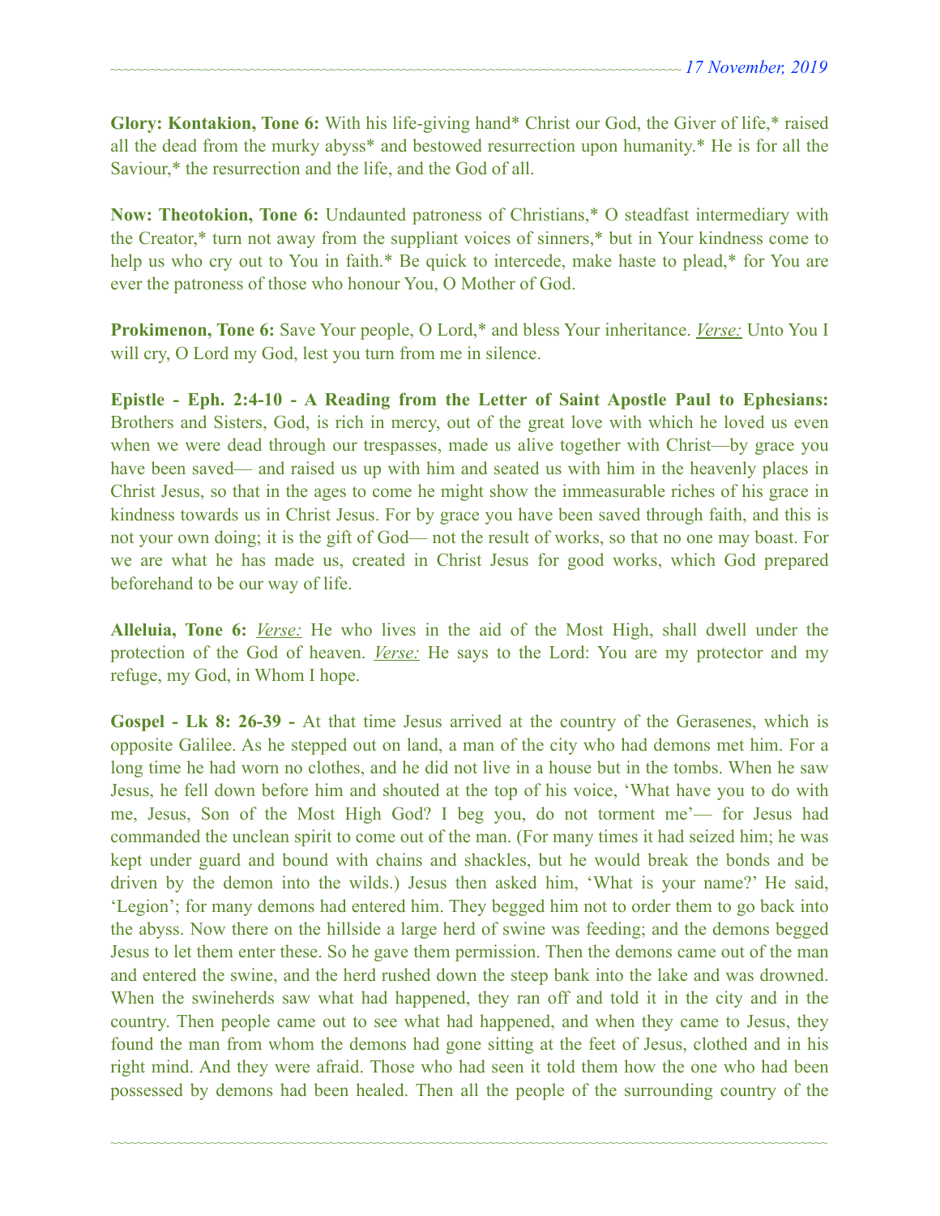**Glory: Kontakion, Tone 6:** With his life-giving hand* Christ our God, the Giver of life,* raised all the dead from the murky abyss* and bestowed resurrection upon humanity.* He is for all the Saviour,* the resurrection and the life, and the God of all.

**Now: Theotokion, Tone 6:** Undaunted patroness of Christians,* O steadfast intermediary with the Creator,* turn not away from the suppliant voices of sinners,* but in Your kindness come to help us who cry out to You in faith.* Be quick to intercede, make haste to plead,* for You are ever the patroness of those who honour You, O Mother of God.

**Prokimenon, Tone 6:** Save Your people, O Lord,* and bless Your inheritance. *Verse:* Unto You I will cry, O Lord my God, lest you turn from me in silence.

**Epistle - Eph. 2:4-10 - A Reading from the Letter of Saint Apostle Paul to Ephesians:** Brothers and Sisters, God, is rich in mercy, out of the great love with which he loved us even when we were dead through our trespasses, made us alive together with Christ—by grace you have been saved— and raised us up with him and seated us with him in the heavenly places in Christ Jesus, so that in the ages to come he might show the immeasurable riches of his grace in kindness towards us in Christ Jesus. For by grace you have been saved through faith, and this is not your own doing; it is the gift of God— not the result of works, so that no one may boast. For we are what he has made us, created in Christ Jesus for good works, which God prepared beforehand to be our way of life.

**Alleluia, Tone 6:** *Verse:* He who lives in the aid of the Most High, shall dwell under the protection of the God of heaven. *Verse:* He says to the Lord: You are my protector and my refuge, my God, in Whom I hope.

**Gospel - Lk 8: 26-39 -** At that time Jesus arrived at the country of the Gerasenes, which is opposite Galilee. As he stepped out on land, a man of the city who had demons met him. For a long time he had worn no clothes, and he did not live in a house but in the tombs. When he saw Jesus, he fell down before him and shouted at the top of his voice, 'What have you to do with me, Jesus, Son of the Most High God? I beg you, do not torment me'— for Jesus had commanded the unclean spirit to come out of the man. (For many times it had seized him; he was kept under guard and bound with chains and shackles, but he would break the bonds and be driven by the demon into the wilds.) Jesus then asked him, 'What is your name?' He said, 'Legion'; for many demons had entered him. They begged him not to order them to go back into the abyss. Now there on the hillside a large herd of swine was feeding; and the demons begged Jesus to let them enter these. So he gave them permission. Then the demons came out of the man and entered the swine, and the herd rushed down the steep bank into the lake and was drowned. When the swineherds saw what had happened, they ran off and told it in the city and in the country. Then people came out to see what had happened, and when they came to Jesus, they found the man from whom the demons had gone sitting at the feet of Jesus, clothed and in his right mind. And they were afraid. Those who had seen it told them how the one who had been possessed by demons had been healed. Then all the people of the surrounding country of the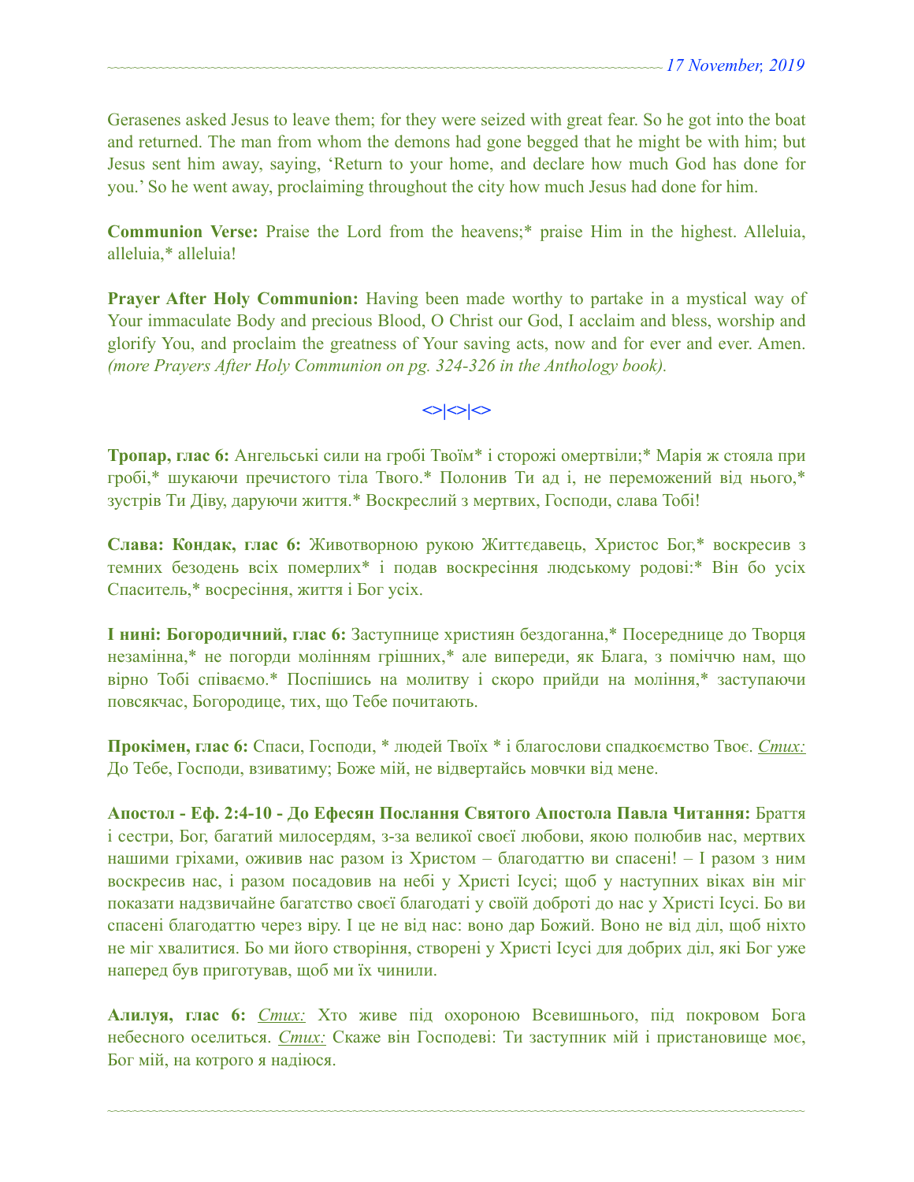Gerasenes asked Jesus to leave them; for they were seized with great fear. So he got into the boat and returned. The man from whom the demons had gone begged that he might be with him; but Jesus sent him away, saying, 'Return to your home, and declare how much God has done for you.' So he went away, proclaiming throughout the city how much Jesus had done for him.

**Communion Verse:** Praise the Lord from the heavens;* praise Him in the highest. Alleluia, alleluia,* alleluia!

**Prayer After Holy Communion:** Having been made worthy to partake in a mystical way of Your immaculate Body and precious Blood, O Christ our God, I acclaim and bless, worship and glorify You, and proclaim the greatness of Your saving acts, now and for ever and ever. Amen. *(more Prayers After Holy Communion on pg. 324-326 in the Anthology book).*

<>|<>|<>

**Тропар, глас 6:** Ангельські сили на гробі Твоїм* і сторожі омертвіли;* Марія ж стояла при гробі,* шукаючи пречистого тіла Твого.* Полонив Ти ад і, не переможений від нього,* зустрів Ти Діву, даруючи життя.* Воскреслий з мертвих, Господи, слава Тобі!

**Слава: Кондак, глас 6:** Животворною рукою Життєдавець, Христос Бог,* воскресив з темних безодень всіх померлих* і подав воскресіння людському родові:* Він бо усіх Спаситель,* восресіння, життя і Бог усіх.

**І нині: Богородичний, глас 6:** Заступнице християн бездоганна,* Посереднице до Творця незамінна,* не погорди молінням грішних,* але випереди, як Блага, з поміччю нам, що вірно Тобі співаємо.* Поспішись на молитву і скоро прийди на моління,* заступаючи повсякчас, Богородице, тих, що Тебе почитають.

**Прокімен, глас 6:** Спаси, Господи, * людей Твоїх * і благослови спадкоємство Твоє. *Стих:* До Тебе, Господи, взиватиму; Боже мій, не відвертайсь мовчки від мене.

**Апостол - Еф. 2:4-10 - До Ефесян Послання Святого Апостола Павла Читання:** Браття і сестри, Бог, багатий милосердям, з-за великої своєї любови, якою полюбив нас, мертвих нашими гріхами, оживив нас разом із Христом – благодаттю ви спасені! – І разом з ним воскресив нас, і разом посадовив на небі у Христі Ісусі; щоб у наступних віках він міг показати надзвичайне багатство своєї благодаті у своїй доброті до нас у Христі Ісусі. Бо ви спасені благодаттю через віру. І це не від нас: воно дар Божий. Воно не від діл, щоб ніхто не міг хвалитися. Бо ми його створіння, створені у Христі Ісусі для добрих діл, які Бог уже наперед був приготував, щоб ми їх чинили.

**Алилуя, глас 6:** *Стих:* Хто живе під охороною Всевишнього, під покровом Бога небесного оселиться. *Стих:* Скаже він Господеві: Ти заступник мій і пристановище моє, Бог мій, на котрого я надіюся.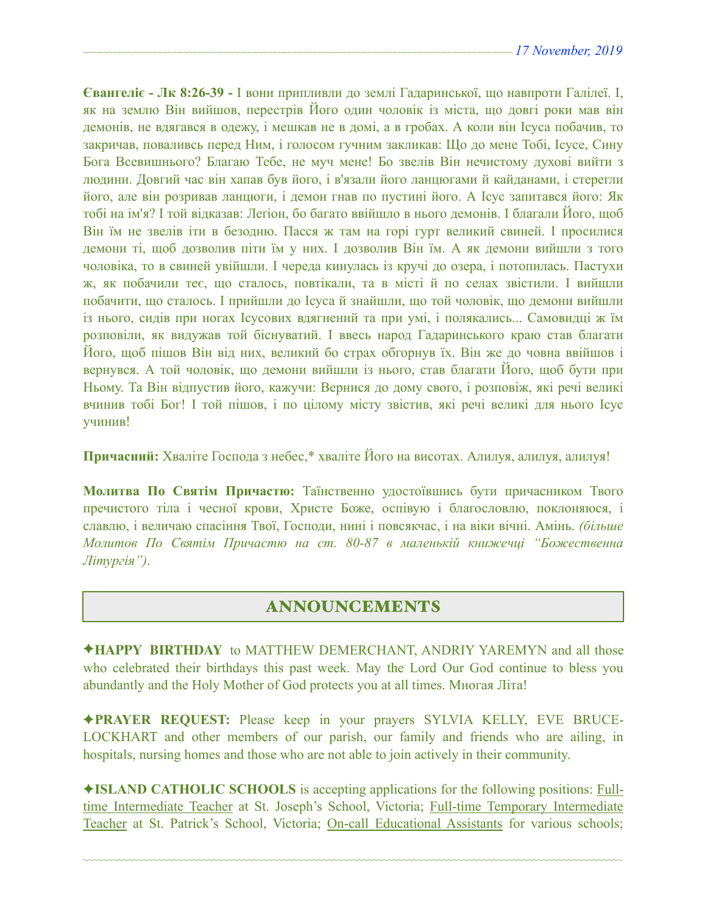**Євангеліє - Лк 8:26-39 -** І вони приплили до землі Гадаринської, що навпроти Галілеї. І, як на землю Він вийшов, перестрів Його один чоловік із міста, що довгі роки мав він демонів, не вдягався в одежу, і мешкав не в домі, а в гробах. А коли він Ісуса побачив, то закричав, поваливсь перед Ним, і голосом гучним закликав: Що до мене Тобі, Ісусе, Сину Бога Всевишнього? Благаю Тебе, не муч мене! Бо звелів Він нечистому духові вийти з людини. Довгий час він хапав був його, і в'язали його ланцюгами й кайданами, і стерегли його, але він розривав ланцюги, і демон гнав по пустині його. А Ісус запитався його: Як тобі на ім'я? І той відказав: Леґіон, бо багато ввійшло в нього демонів. І благали Його, щоб Він їм не звелів іти в безодню. Пасся ж там на горі гурт великий свиней. І просилися демони ті, щоб дозволив піти їм у них. І дозволив Він їм. А як демони вийшли з того чоловіка, то в свиней увійшли. І череда кинулась із кручі до озера, і потопилась. Пастухи ж, як побачили теє, що сталось, повтікали, та в місті й по селах звістили. І вийшли побачити, що сталось. І прийшли до Ісуса й знайшли, що той чоловік, що демони вийшли із нього, сидів при ногах Ісусових вдягнений та при умі, і полякались... Самовидці ж їм розповіли, як видужав той біснуватий. І ввесь народ Гадаринського краю став благати Його, щоб пішов Він від них, великий бо страх обгорнув їх. Він же до човна ввійшов і вернувся. А той чоловік, що демони вийшли із нього, став благати Його, щоб бути при Ньому. Та Він відпустив його, кажучи: Вернися до дому свого, і розповіж, які речі великі вчинив тобі Бог! І той пішов, і по цілому місту звістив, які речі великі для нього Ісус учинив!

**Причасний:** Хваліте Господа з небес,* хваліте Його на висотах. Алилуя, алилуя, алилуя!

**Молитва По Святім Причастю:** Таїнственно удостоївшись бути причасником Твого пречистого тіла і чесної крови, Христе Боже, оспівую і благословлю, поклоняюся, і славлю, і величаю спасіння Твої, Господи, нині і повсякчас, і на віки вічні. Амінь. *(більше Молитов По Святім Причастю на ст. 80-87 в маленькій книжечці "Божественна Літургія")*.

## ANNOUNCEMENTS

✦**HAPPY BIRTHDAY** to MATTHEW DEMERCHANT, ANDRIY YAREMYN and all those who celebrated their birthdays this past week. May the Lord Our God continue to bless you abundantly and the Holy Mother of God protects you at all times. Многая Літа!

✦**PRAYER REQUEST:** Please keep in your prayers SYLVIA KELLY, EVE BRUCE-LOCKHART and other members of our parish, our family and friends who are ailing, in hospitals, nursing homes and those who are not able to join actively in their community.

✦**ISLAND CATHOLIC SCHOOLS** is accepting applications for the following positions: Full-time Intermediate Teacher at St. Joseph's School, Victoria; Full-time Temporary Intermediate Teacher at St. Patrick's School, Victoria; On-call Educational Assistants for various schools;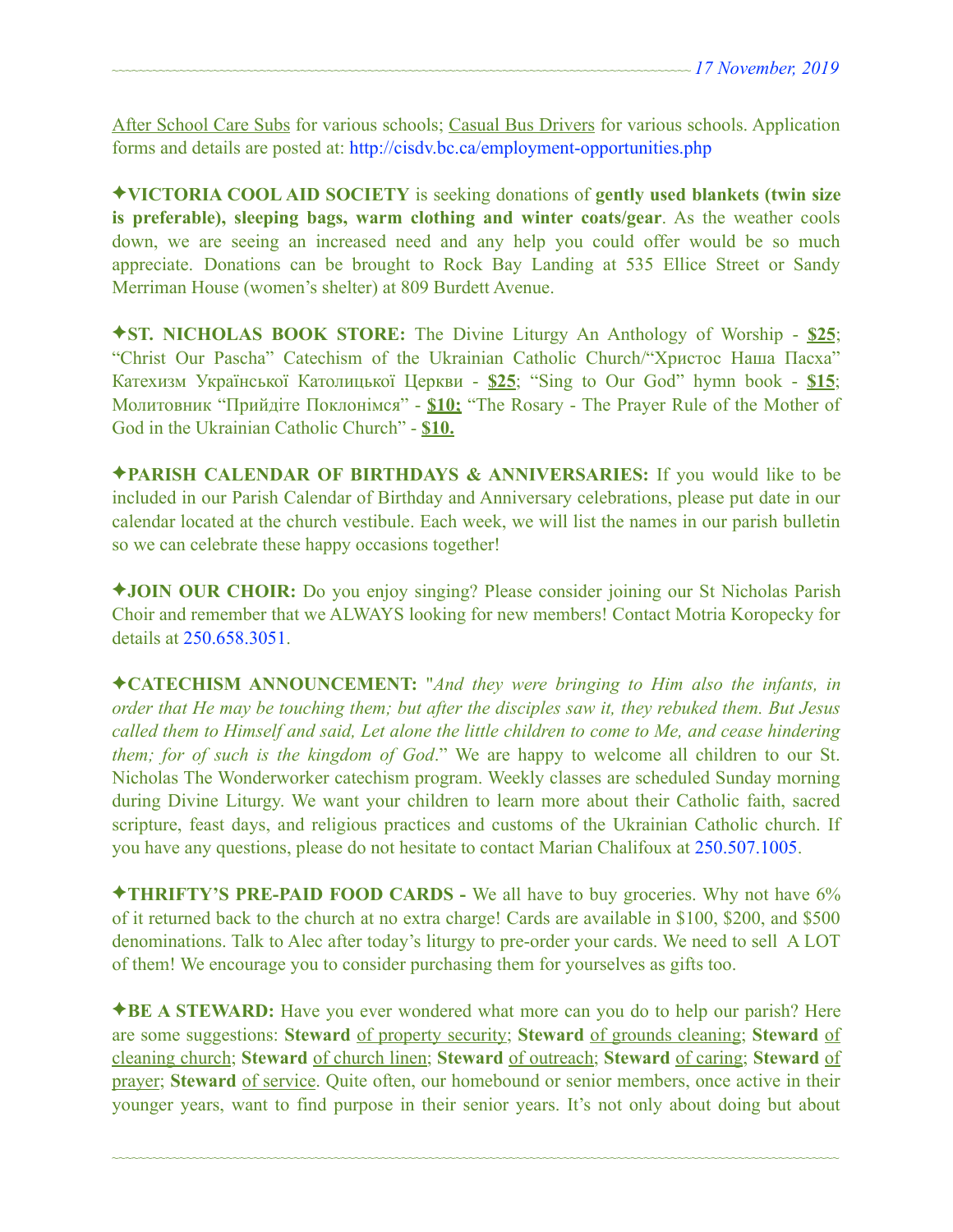After School Care Subs for various schools; Casual Bus Drivers for various schools. Application forms and details are posted at: http://cisdv.bc.ca/employment-opportunities.php

✦**VICTORIA COOL AID SOCIETY** is seeking donations of **gently used blankets (twin size is preferable), sleeping bags, warm clothing and winter coats/gear**. As the weather cools down, we are seeing an increased need and any help you could offer would be so much appreciate. Donations can be brought to Rock Bay Landing at 535 Ellice Street or Sandy Merriman House (women's shelter) at 809 Burdett Avenue.

✦**ST. NICHOLAS BOOK STORE:** The Divine Liturgy An Anthology of Worship - **$25**; "Christ Our Pascha" Catechism of the Ukrainian Catholic Church/"Христос Наша Пасха" Катехизм Української Католицької Церкви - **$25**; "Sing to Our God" hymn book - **$15**; Молитовник "Прийдіте Поклонімся" - **$10;** "The Rosary - The Prayer Rule of the Mother of God in the Ukrainian Catholic Church" - **$10.**

✦**PARISH CALENDAR OF BIRTHDAYS & ANNIVERSARIES:** If you would like to be included in our Parish Calendar of Birthday and Anniversary celebrations, please put date in our calendar located at the church vestibule. Each week, we will list the names in our parish bulletin so we can celebrate these happy occasions together!

✦**JOIN OUR CHOIR:** Do you enjoy singing? Please consider joining our St Nicholas Parish Choir and remember that we ALWAYS looking for new members! Contact Motria Koropecky for details at 250.658.3051.

✦**CATECHISM ANNOUNCEMENT:** "*And they were bringing to Him also the infants, in order that He may be touching them; but after the disciples saw it, they rebuked them. But Jesus called them to Himself and said, Let alone the little children to come to Me, and cease hindering them; for of such is the kingdom of God*." We are happy to welcome all children to our St. Nicholas The Wonderworker catechism program. Weekly classes are scheduled Sunday morning during Divine Liturgy. We want your children to learn more about their Catholic faith, sacred scripture, feast days, and religious practices and customs of the Ukrainian Catholic church. If you have any questions, please do not hesitate to contact Marian Chalifoux at 250.507.1005.

✦**THRIFTY'S PRE-PAID FOOD CARDS -** We all have to buy groceries. Why not have 6% of it returned back to the church at no extra charge! Cards are available in $100, $200, and $500 denominations. Talk to Alec after today's liturgy to pre-order your cards. We need to sell A LOT of them! We encourage you to consider purchasing them for yourselves as gifts too.

✦**BE A STEWARD:** Have you ever wondered what more can you do to help our parish? Here are some suggestions: **Steward** of property security; **Steward** of grounds cleaning; **Steward** of cleaning church; **Steward** of church linen; **Steward** of outreach; **Steward** of caring; **Steward** of prayer; **Steward** of service. Quite often, our homebound or senior members, once active in their younger years, want to find purpose in their senior years. It's not only about doing but about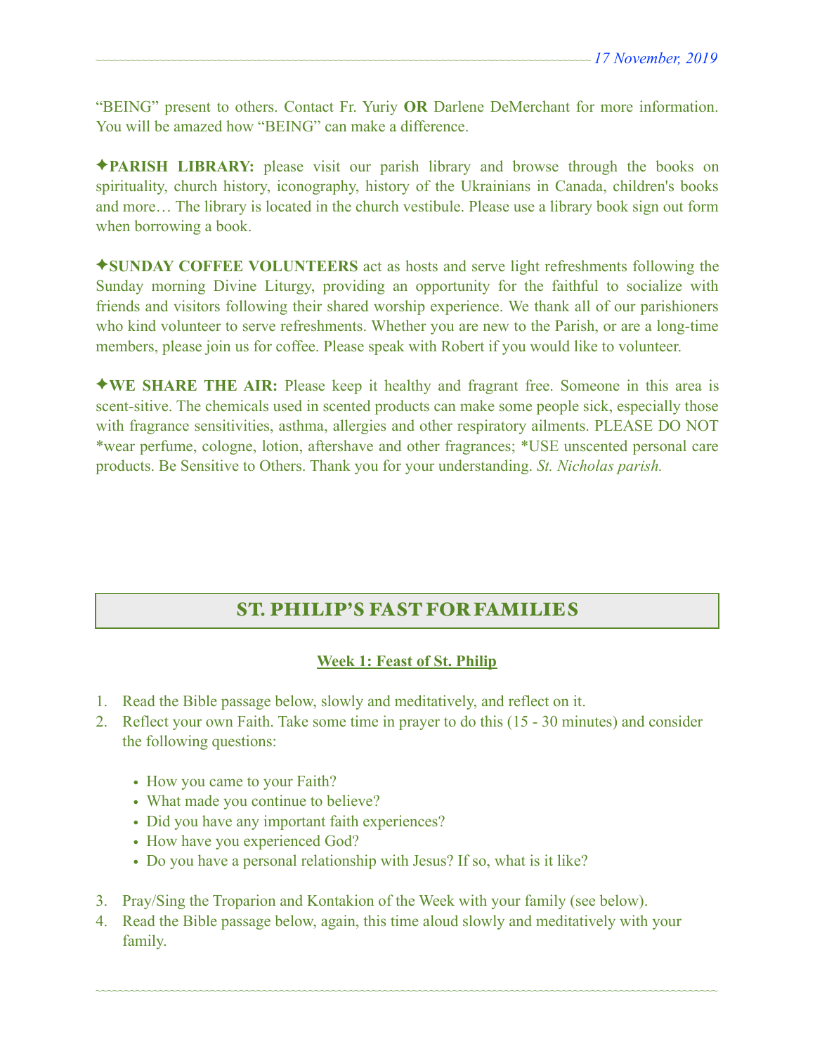"BEING" present to others. Contact Fr. Yuriy **OR** Darlene DeMerchant for more information. You will be amazed how "BEING" can make a difference.

✦**PARISH LIBRARY:** please visit our parish library and browse through the books on spirituality, church history, iconography, history of the Ukrainians in Canada, children's books and more… The library is located in the church vestibule. Please use a library book sign out form when borrowing a book.

✦**SUNDAY COFFEE VOLUNTEERS** act as hosts and serve light refreshments following the Sunday morning Divine Liturgy, providing an opportunity for the faithful to socialize with friends and visitors following their shared worship experience. We thank all of our parishioners who kind volunteer to serve refreshments. Whether you are new to the Parish, or are a long-time members, please join us for coffee. Please speak with Robert if you would like to volunteer.

✦**WE SHARE THE AIR:** Please keep it healthy and fragrant free. Someone in this area is scent-sitive. The chemicals used in scented products can make some people sick, especially those with fragrance sensitivities, asthma, allergies and other respiratory ailments. PLEASE DO NOT *wear perfume, cologne, lotion, aftershave and other fragrances; *USE unscented personal care products. Be Sensitive to Others. Thank you for your understanding. *St. Nicholas parish.*

## ST. PHILIP'S FAST FOR FAMILIES

**Week 1: Feast of St. Philip**

1. Read the Bible passage below, slowly and meditatively, and reflect on it.
2. Reflect your own Faith. Take some time in prayer to do this (15 - 30 minutes) and consider the following questions:
    - How you came to your Faith?
    - What made you continue to believe?
    - Did you have any important faith experiences?
    - How have you experienced God?
    - Do you have a personal relationship with Jesus? If so, what is it like?
3. Pray/Sing the Troparion and Kontakion of the Week with your family (see below).
4. Read the Bible passage below, again, this time aloud slowly and meditatively with your family.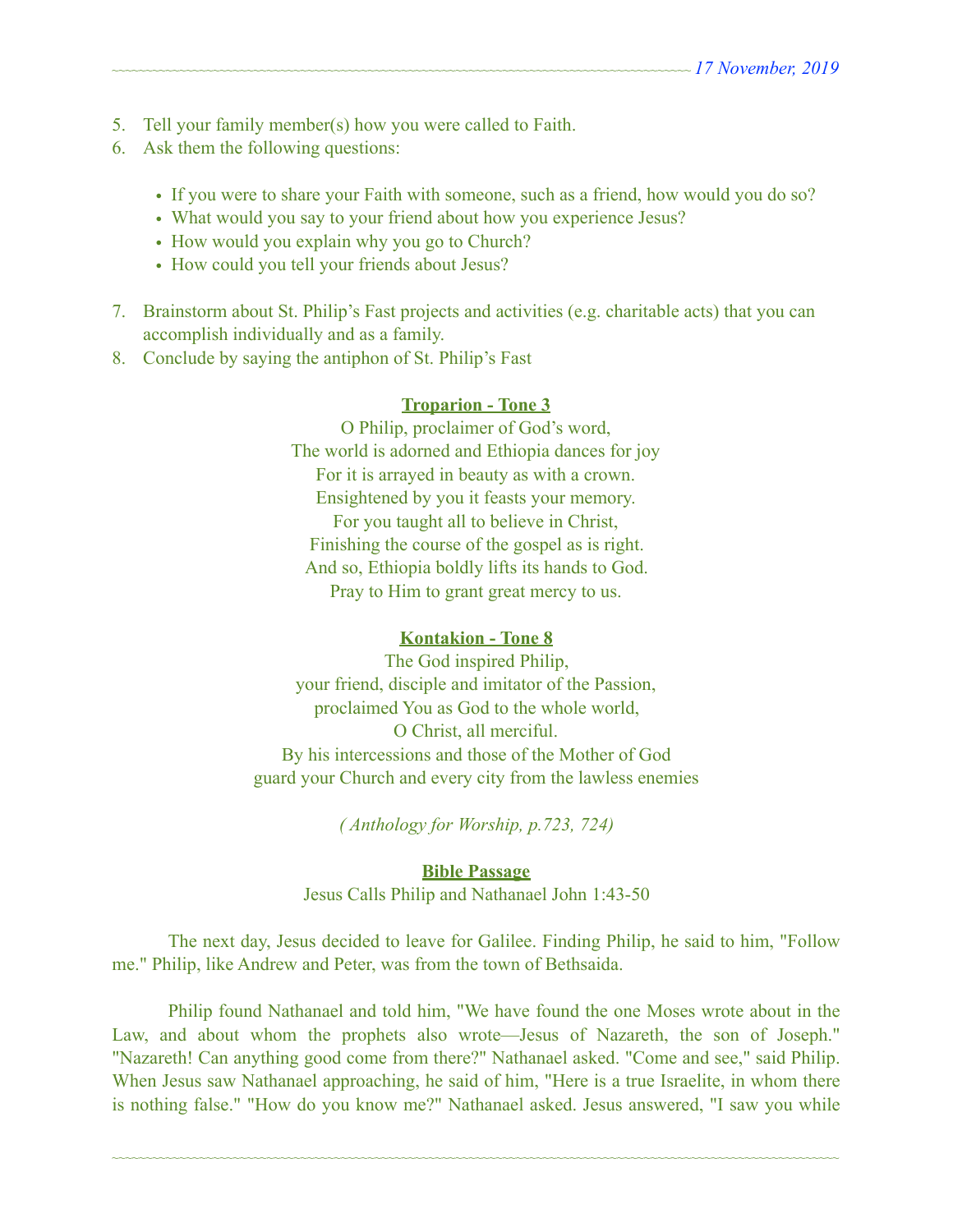5. Tell your family member(s) how you were called to Faith.
6. Ask them the following questions:

    - If you were to share your Faith with someone, such as a friend, how would you do so?
    - What would you say to your friend about how you experience Jesus?
    - How would you explain why you go to Church?
    - How could you tell your friends about Jesus?

7. Brainstorm about St. Philip's Fast projects and activities (e.g. charitable acts) that you can accomplish individually and as a family.
8. Conclude by saying the antiphon of St. Philip's Fast

**Troparion - Tone 3**

O Philip, proclaimer of God's word,
The world is adorned and Ethiopia dances for joy
For it is arrayed in beauty as with a crown.
Ensightened by you it feasts your memory.
For you taught all to believe in Christ,
Finishing the course of the gospel as is right.
And so, Ethiopia boldly lifts its hands to God.
Pray to Him to grant great mercy to us.

**Kontakion - Tone 8**

The God inspired Philip,
your friend, disciple and imitator of the Passion,
proclaimed You as God to the whole world,
O Christ, all merciful.
By his intercessions and those of the Mother of God
guard your Church and every city from the lawless enemies

*( Anthology for Worship, p.723, 724)*

**Bible Passage**

Jesus Calls Philip and Nathanael John 1:43-50

The next day, Jesus decided to leave for Galilee. Finding Philip, he said to him, "Follow me." Philip, like Andrew and Peter, was from the town of Bethsaida.

Philip found Nathanael and told him, "We have found the one Moses wrote about in the Law, and about whom the prophets also wrote—Jesus of Nazareth, the son of Joseph." "Nazareth! Can anything good come from there?" Nathanael asked. "Come and see," said Philip. When Jesus saw Nathanael approaching, he said of him, "Here is a true Israelite, in whom there is nothing false." "How do you know me?" Nathanael asked. Jesus answered, "I saw you while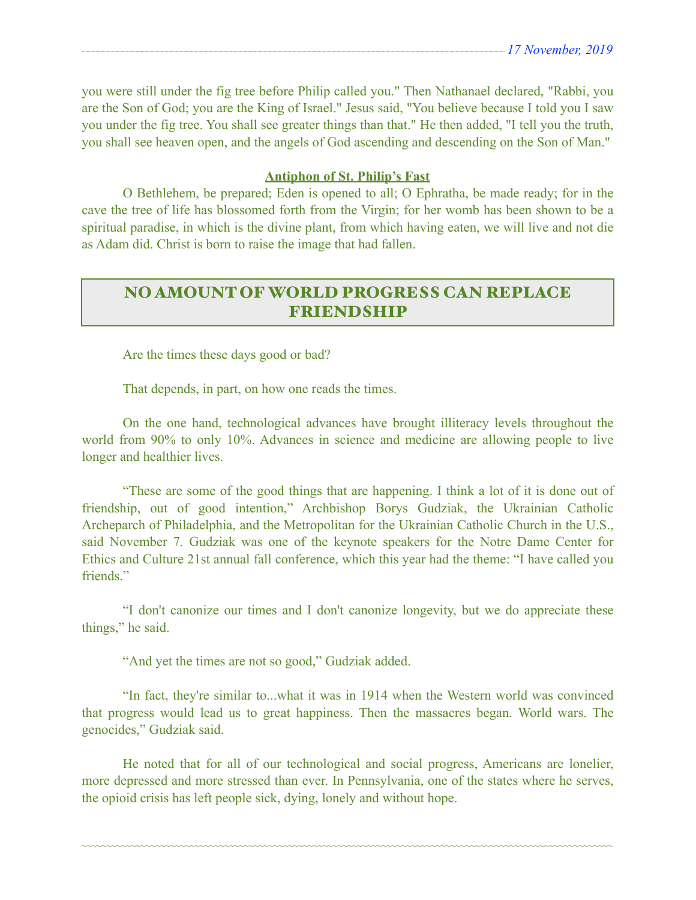you were still under the fig tree before Philip called you." Then Nathanael declared, "Rabbi, you are the Son of God; you are the King of Israel." Jesus said, "You believe because I told you I saw you under the fig tree. You shall see greater things than that." He then added, "I tell you the truth, you shall see heaven open, and the angels of God ascending and descending on the Son of Man."

**Antiphon of St. Philip's Fast**

O Bethlehem, be prepared; Eden is opened to all; O Ephratha, be made ready; for in the cave the tree of life has blossomed forth from the Virgin; for her womb has been shown to be a spiritual paradise, in which is the divine plant, from which having eaten, we will live and not die as Adam did. Christ is born to raise the image that had fallen.

## NO AMOUNT OF WORLD PROGRESS CAN REPLACE FRIENDSHIP

Are the times these days good or bad?

That depends, in part, on how one reads the times.

On the one hand, technological advances have brought illiteracy levels throughout the world from 90% to only 10%. Advances in science and medicine are allowing people to live longer and healthier lives.

"These are some of the good things that are happening. I think a lot of it is done out of friendship, out of good intention," Archbishop Borys Gudziak, the Ukrainian Catholic Archeparch of Philadelphia, and the Metropolitan for the Ukrainian Catholic Church in the U.S., said November 7. Gudziak was one of the keynote speakers for the Notre Dame Center for Ethics and Culture 21st annual fall conference, which this year had the theme: "I have called you friends."

"I don't canonize our times and I don't canonize longevity, but we do appreciate these things," he said.

"And yet the times are not so good," Gudziak added.

"In fact, they're similar to...what it was in 1914 when the Western world was convinced that progress would lead us to great happiness. Then the massacres began. World wars. The genocides," Gudziak said.

He noted that for all of our technological and social progress, Americans are lonelier, more depressed and more stressed than ever. In Pennsylvania, one of the states where he serves, the opioid crisis has left people sick, dying, lonely and without hope.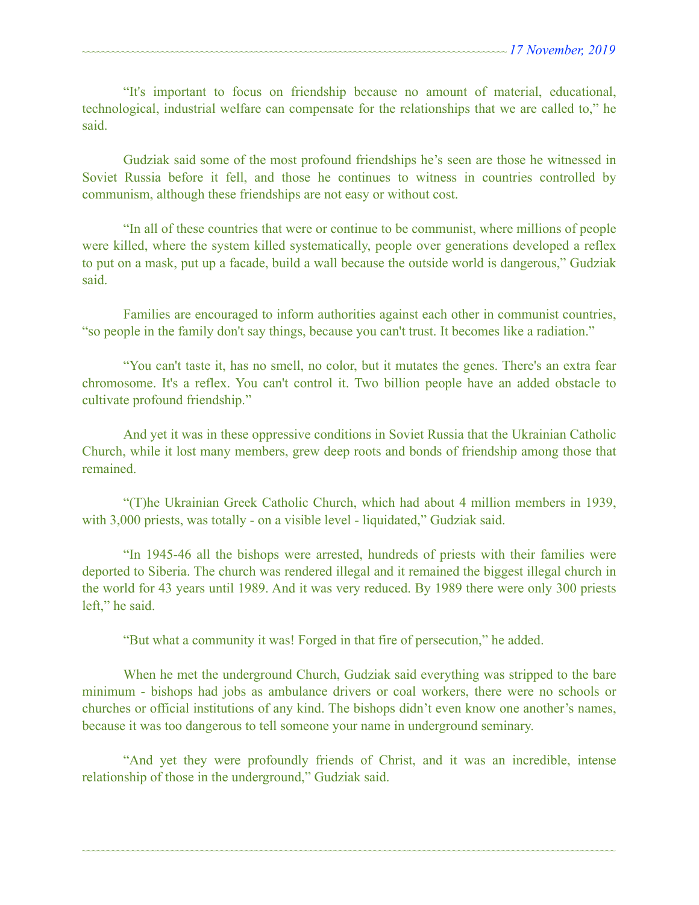"It's important to focus on friendship because no amount of material, educational, technological, industrial welfare can compensate for the relationships that we are called to," he said.

Gudziak said some of the most profound friendships he's seen are those he witnessed in Soviet Russia before it fell, and those he continues to witness in countries controlled by communism, although these friendships are not easy or without cost.

"In all of these countries that were or continue to be communist, where millions of people were killed, where the system killed systematically, people over generations developed a reflex to put on a mask, put up a facade, build a wall because the outside world is dangerous," Gudziak said.

Families are encouraged to inform authorities against each other in communist countries, "so people in the family don't say things, because you can't trust. It becomes like a radiation."

"You can't taste it, has no smell, no color, but it mutates the genes. There's an extra fear chromosome. It's a reflex. You can't control it. Two billion people have an added obstacle to cultivate profound friendship."

And yet it was in these oppressive conditions in Soviet Russia that the Ukrainian Catholic Church, while it lost many members, grew deep roots and bonds of friendship among those that remained.

"(T)he Ukrainian Greek Catholic Church, which had about 4 million members in 1939, with 3,000 priests, was totally - on a visible level - liquidated," Gudziak said.

"In 1945-46 all the bishops were arrested, hundreds of priests with their families were deported to Siberia. The church was rendered illegal and it remained the biggest illegal church in the world for 43 years until 1989. And it was very reduced. By 1989 there were only 300 priests left," he said.

"But what a community it was! Forged in that fire of persecution," he added.

When he met the underground Church, Gudziak said everything was stripped to the bare minimum - bishops had jobs as ambulance drivers or coal workers, there were no schools or churches or official institutions of any kind. The bishops didn't even know one another's names, because it was too dangerous to tell someone your name in underground seminary.

"And yet they were profoundly friends of Christ, and it was an incredible, intense relationship of those in the underground," Gudziak said.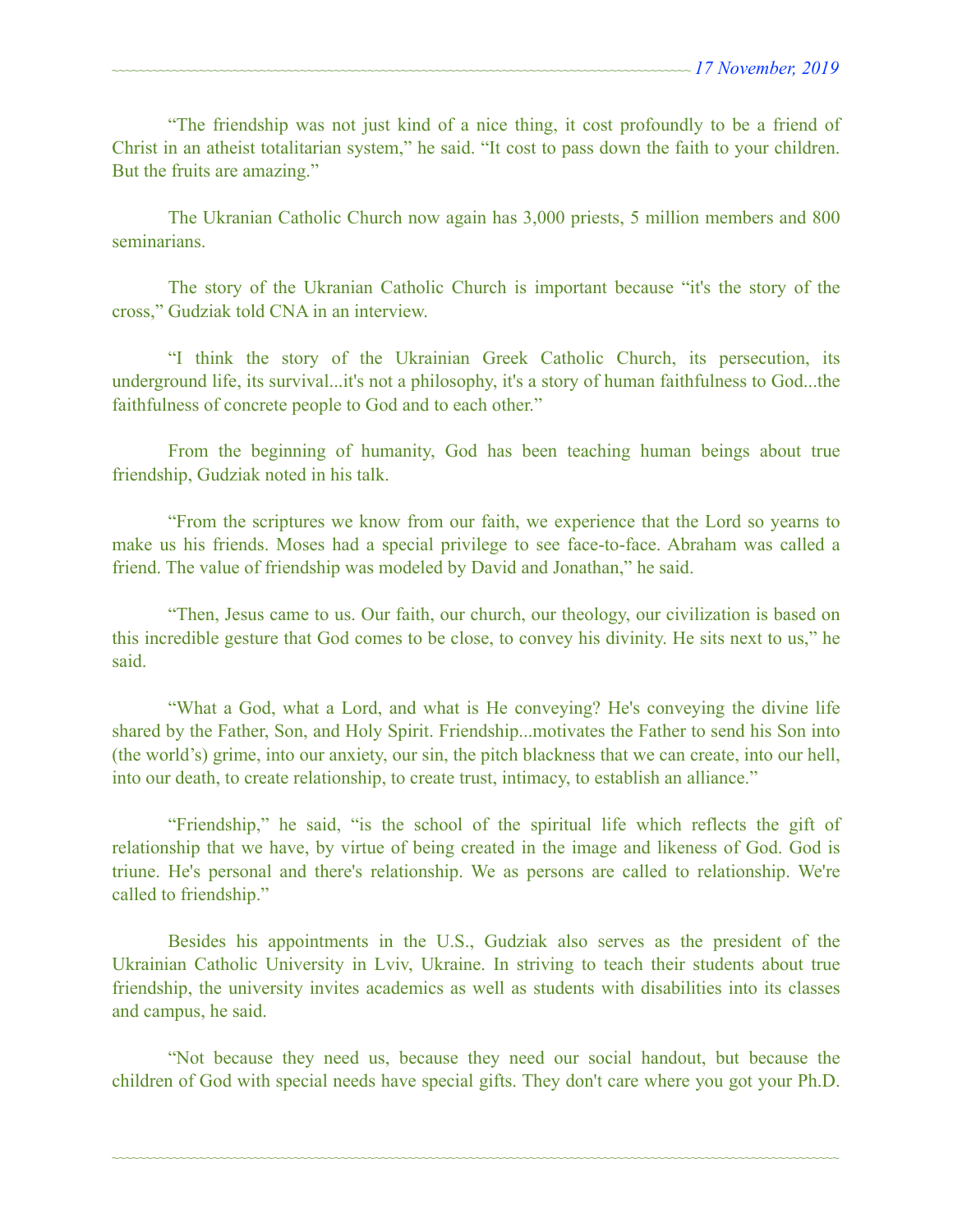"The friendship was not just kind of a nice thing, it cost profoundly to be a friend of Christ in an atheist totalitarian system," he said. "It cost to pass down the faith to your children. But the fruits are amazing."

The Ukranian Catholic Church now again has 3,000 priests, 5 million members and 800 seminarians.

The story of the Ukranian Catholic Church is important because "it's the story of the cross," Gudziak told CNA in an interview.

"I think the story of the Ukrainian Greek Catholic Church, its persecution, its underground life, its survival...it's not a philosophy, it's a story of human faithfulness to God...the faithfulness of concrete people to God and to each other."

From the beginning of humanity, God has been teaching human beings about true friendship, Gudziak noted in his talk.

"From the scriptures we know from our faith, we experience that the Lord so yearns to make us his friends. Moses had a special privilege to see face-to-face. Abraham was called a friend. The value of friendship was modeled by David and Jonathan," he said.

"Then, Jesus came to us. Our faith, our church, our theology, our civilization is based on this incredible gesture that God comes to be close, to convey his divinity. He sits next to us," he said.

"What a God, what a Lord, and what is He conveying? He's conveying the divine life shared by the Father, Son, and Holy Spirit. Friendship...motivates the Father to send his Son into (the world's) grime, into our anxiety, our sin, the pitch blackness that we can create, into our hell, into our death, to create relationship, to create trust, intimacy, to establish an alliance."

"Friendship," he said, "is the school of the spiritual life which reflects the gift of relationship that we have, by virtue of being created in the image and likeness of God. God is triune. He's personal and there's relationship. We as persons are called to relationship. We're called to friendship."

Besides his appointments in the U.S., Gudziak also serves as the president of the Ukrainian Catholic University in Lviv, Ukraine. In striving to teach their students about true friendship, the university invites academics as well as students with disabilities into its classes and campus, he said.

"Not because they need us, because they need our social handout, but because the children of God with special needs have special gifts. They don't care where you got your Ph.D.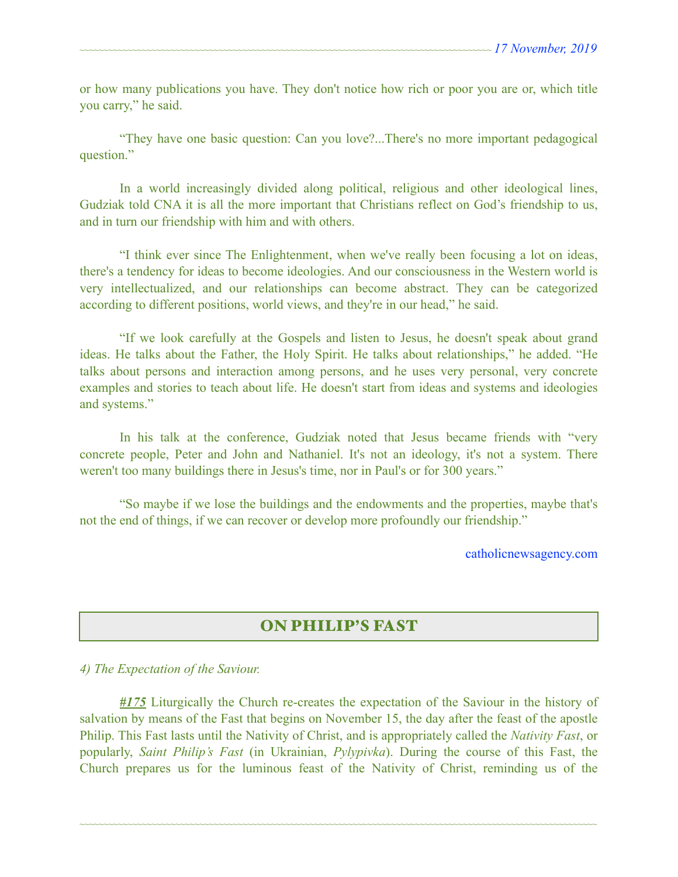or how many publications you have. They don't notice how rich or poor you are or, which title you carry," he said.

"They have one basic question: Can you love?...There's no more important pedagogical question."

In a world increasingly divided along political, religious and other ideological lines, Gudziak told CNA it is all the more important that Christians reflect on God's friendship to us, and in turn our friendship with him and with others.

"I think ever since The Enlightenment, when we've really been focusing a lot on ideas, there's a tendency for ideas to become ideologies. And our consciousness in the Western world is very intellectualized, and our relationships can become abstract. They can be categorized according to different positions, world views, and they're in our head," he said.

"If we look carefully at the Gospels and listen to Jesus, he doesn't speak about grand ideas. He talks about the Father, the Holy Spirit. He talks about relationships," he added. "He talks about persons and interaction among persons, and he uses very personal, very concrete examples and stories to teach about life. He doesn't start from ideas and systems and ideologies and systems."

In his talk at the conference, Gudziak noted that Jesus became friends with "very concrete people, Peter and John and Nathaniel. It's not an ideology, it's not a system. There weren't too many buildings there in Jesus's time, nor in Paul's or for 300 years."

"So maybe if we lose the buildings and the endowments and the properties, maybe that's not the end of things, if we can recover or develop more profoundly our friendship."

catholicnewsagency.com

## ON PHILIP'S FAST

*4) The Expectation of the Saviour.*

***#175*** Liturgically the Church re-creates the expectation of the Saviour in the history of salvation by means of the Fast that begins on November 15, the day after the feast of the apostle Philip. This Fast lasts until the Nativity of Christ, and is appropriately called the *Nativity Fast*, or popularly, *Saint Philip's Fast* (in Ukrainian, *Pylypivka*). During the course of this Fast, the Church prepares us for the luminous feast of the Nativity of Christ, reminding us of the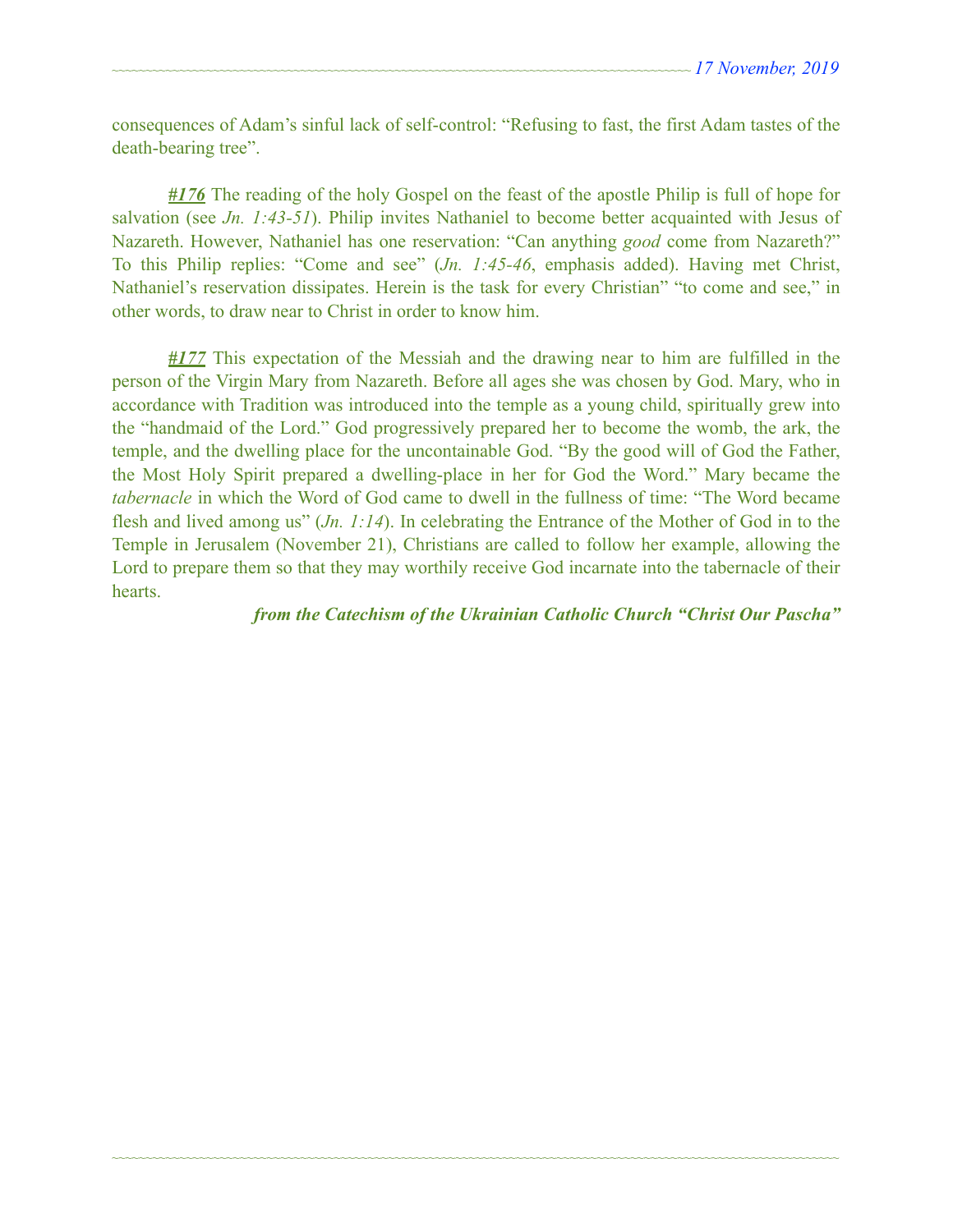consequences of Adam's sinful lack of self-control: "Refusing to fast, the first Adam tastes of the death-bearing tree".

***#176*** The reading of the holy Gospel on the feast of the apostle Philip is full of hope for salvation (see *Jn. 1:43-51*). Philip invites Nathaniel to become better acquainted with Jesus of Nazareth. However, Nathaniel has one reservation: "Can anything *good* come from Nazareth?" To this Philip replies: "Come and see" (*Jn. 1:45-46*, emphasis added). Having met Christ, Nathaniel's reservation dissipates. Herein is the task for every Christian" "to come and see," in other words, to draw near to Christ in order to know him.

***#177*** This expectation of the Messiah and the drawing near to him are fulfilled in the person of the Virgin Mary from Nazareth. Before all ages she was chosen by God. Mary, who in accordance with Tradition was introduced into the temple as a young child, spiritually grew into the "handmaid of the Lord." God progressively prepared her to become the womb, the ark, the temple, and the dwelling place for the uncontainable God. "By the good will of God the Father, the Most Holy Spirit prepared a dwelling-place in her for God the Word." Mary became the *tabernacle* in which the Word of God came to dwell in the fullness of time: "The Word became flesh and lived among us" (*Jn. 1:14*). In celebrating the Entrance of the Mother of God in to the Temple in Jerusalem (November 21), Christians are called to follow her example, allowing the Lord to prepare them so that they may worthily receive God incarnate into the tabernacle of their hearts.

***from the Catechism of the Ukrainian Catholic Church "Christ Our Pascha"***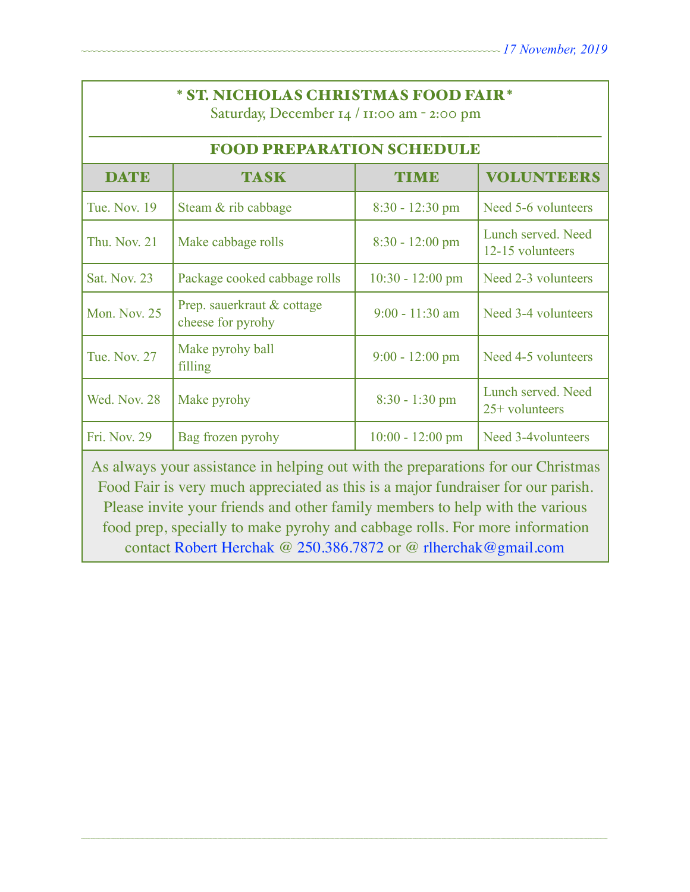## * ST. NICHOLAS CHRISTMAS FOOD FAIR *

Saturday, December 14 / 11:00 am - 2:00 pm

### FOOD PREPARATION SCHEDULE

| DATE | TASK | TIME | VOLUNTEERS |
|---|---|---|---|
| Tue. Nov. 19 | Steam & rib cabbage | 8:30 - 12:30 pm | Need 5-6 volunteers |
| Thu. Nov. 21 | Make cabbage rolls | 8:30 - 12:00 pm | Lunch served. Need 12-15 volunteers |
| Sat. Nov. 23 | Package cooked cabbage rolls | 10:30 - 12:00 pm | Need 2-3 volunteers |
| Mon. Nov. 25 | Prep. sauerkraut & cottage cheese for pyrohy | 9:00 - 11:30 am | Need 3-4 volunteers |
| Tue. Nov. 27 | Make pyrohy ball filling | 9:00 - 12:00 pm | Need 4-5 volunteers |
| Wed. Nov. 28 | Make pyrohy | 8:30 - 1:30 pm | Lunch served. Need 25+ volunteers |
| Fri. Nov. 29 | Bag frozen pyrohy | 10:00 - 12:00 pm | Need 3-4volunteers |

As always your assistance in helping out with the preparations for our Christmas Food Fair is very much appreciated as this is a major fundraiser for our parish. Please invite your friends and other family members to help with the various food prep, specially to make pyrohy and cabbage rolls. For more information contact Robert Herchak @ 250.386.7872 or @ rlherchak@gmail.com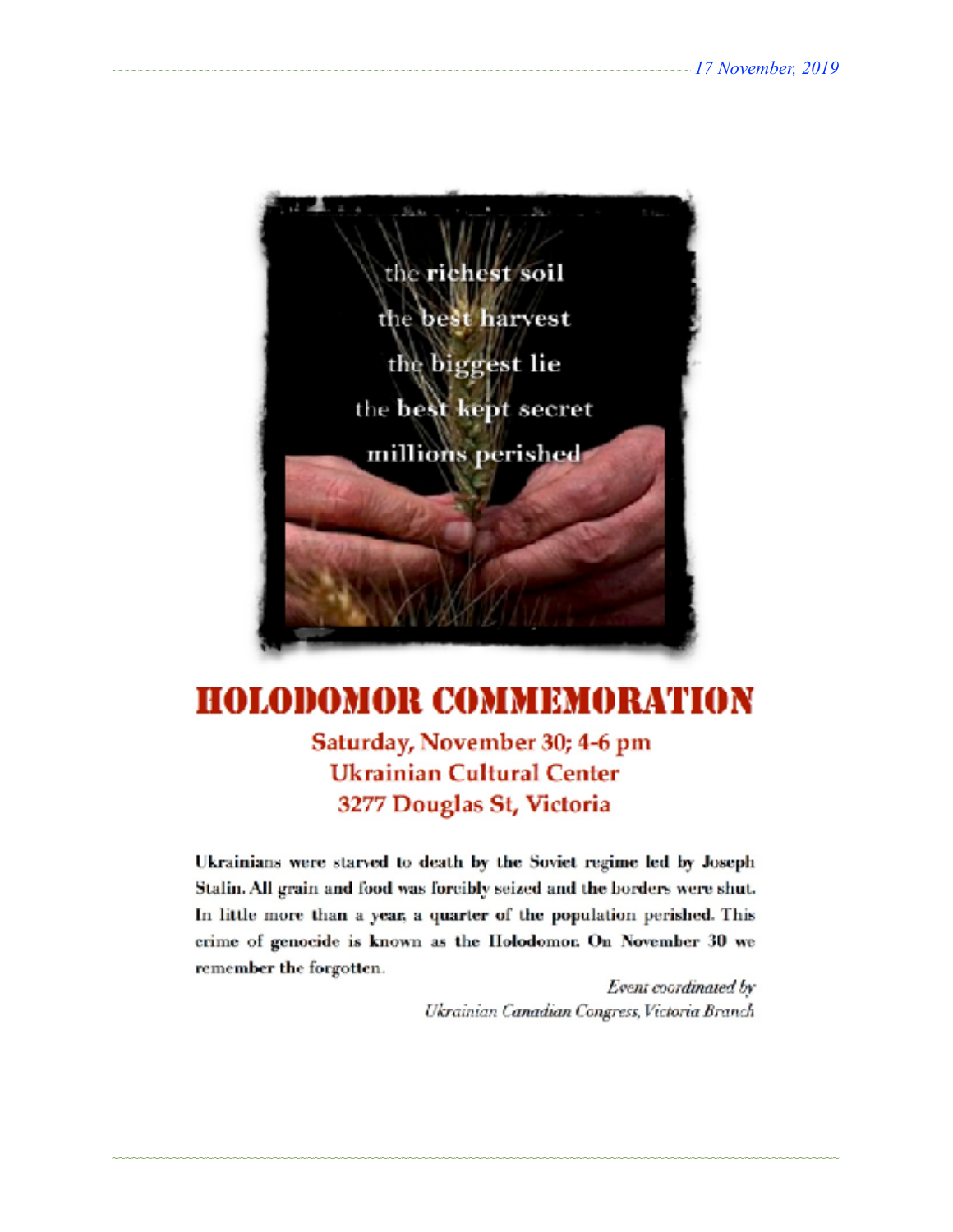the richest soil

the best harvest

the biggest lie

the best kept secret

millions perished

# HOLODOMOR COMMEMORATION

**Saturday, November 30; 4-6 pm**
**Ukrainian Cultural Center**
**3277 Douglas St, Victoria**

**Ukrainians were starved to death by the Soviet regime led by Joseph Stalin. All grain and food was forcibly seized and the borders were shut. In little more than a year, a quarter of the population perished. This crime of genocide is known as the Holodomor. On November 30 we remember** the forgotten.

*Event coordinated by*
*Ukrainian Canadian Congress, Victoria Branch*